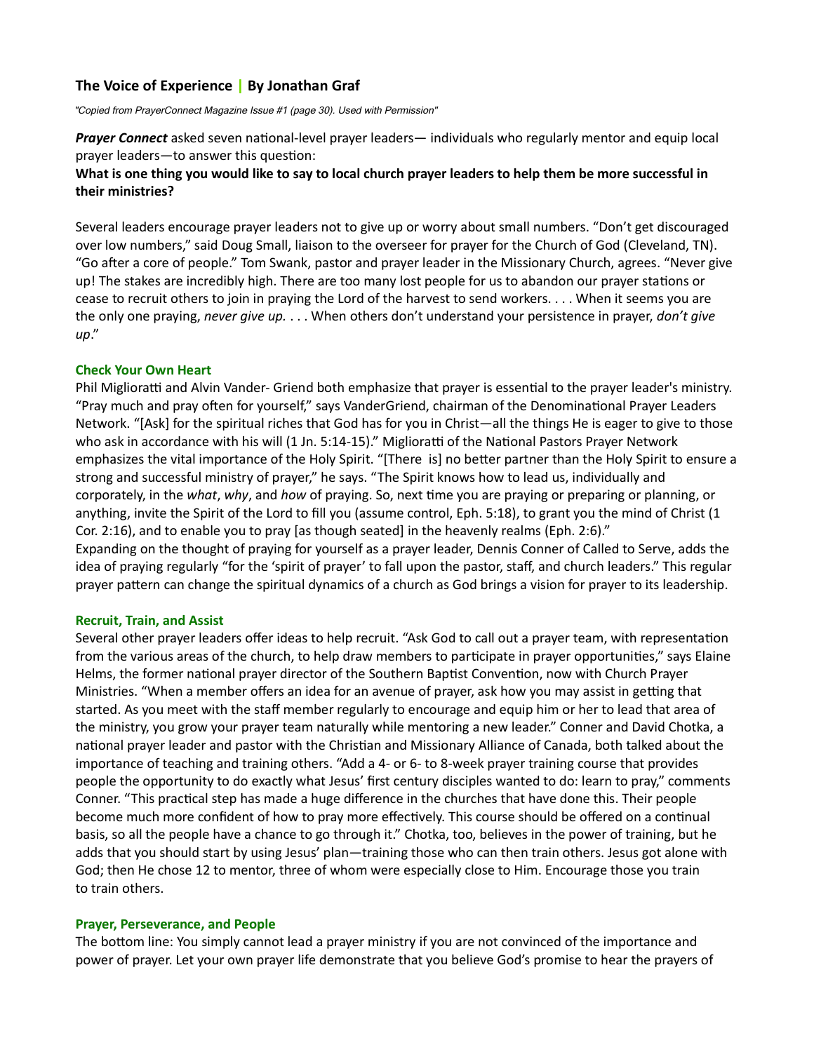## The Voice of Experience | By Jonathan Graf

*"Copied from PrayerConnect Magazine Issue #1 (page 30). Used with Permission"*

***Prayer Connect*** asked seven national-level prayer leaders— individuals who regularly mentor and equip local prayer leaders—to answer this question:

**What is one thing you would like to say to local church prayer leaders to help them be more successful in their ministries?**

Several leaders encourage prayer leaders not to give up or worry about small numbers. "Don't get discouraged over low numbers," said Doug Small, liaison to the overseer for prayer for the Church of God (Cleveland, TN). "Go after a core of people." Tom Swank, pastor and prayer leader in the Missionary Church, agrees. "Never give up! The stakes are incredibly high. There are too many lost people for us to abandon our prayer stations or cease to recruit others to join in praying the Lord of the harvest to send workers. . . . When it seems you are the only one praying, *never give up*. . . . When others don't understand your persistence in prayer, *don't give up*."

### Check Your Own Heart

Phil Miglioratti and Alvin Vander- Griend both emphasize that prayer is essential to the prayer leader's ministry. "Pray much and pray often for yourself," says VanderGriend, chairman of the Denominational Prayer Leaders Network. "[Ask] for the spiritual riches that God has for you in Christ—all the things He is eager to give to those who ask in accordance with his will (1 Jn. 5:14-15)." Miglioratti of the National Pastors Prayer Network emphasizes the vital importance of the Holy Spirit. "[There is] no better partner than the Holy Spirit to ensure a strong and successful ministry of prayer," he says. "The Spirit knows how to lead us, individually and corporately, in the *what*, *why*, and *how* of praying. So, next time you are praying or preparing or planning, or anything, invite the Spirit of the Lord to fill you (assume control, Eph. 5:18), to grant you the mind of Christ (1 Cor. 2:16), and to enable you to pray [as though seated] in the heavenly realms (Eph. 2:6)."

Expanding on the thought of praying for yourself as a prayer leader, Dennis Conner of Called to Serve, adds the idea of praying regularly "for the 'spirit of prayer' to fall upon the pastor, staff, and church leaders." This regular prayer pattern can change the spiritual dynamics of a church as God brings a vision for prayer to its leadership.

### Recruit, Train, and Assist

Several other prayer leaders offer ideas to help recruit. "Ask God to call out a prayer team, with representation from the various areas of the church, to help draw members to participate in prayer opportunities," says Elaine Helms, the former national prayer director of the Southern Baptist Convention, now with Church Prayer Ministries. "When a member offers an idea for an avenue of prayer, ask how you may assist in getting that started. As you meet with the staff member regularly to encourage and equip him or her to lead that area of the ministry, you grow your prayer team naturally while mentoring a new leader." Conner and David Chotka, a national prayer leader and pastor with the Christian and Missionary Alliance of Canada, both talked about the importance of teaching and training others. "Add a 4- or 6- to 8-week prayer training course that provides people the opportunity to do exactly what Jesus' first century disciples wanted to do: learn to pray," comments Conner. "This practical step has made a huge difference in the churches that have done this. Their people become much more confident of how to pray more effectively. This course should be offered on a continual basis, so all the people have a chance to go through it." Chotka, too, believes in the power of training, but he adds that you should start by using Jesus' plan—training those who can then train others. Jesus got alone with God; then He chose 12 to mentor, three of whom were especially close to Him. Encourage those you train to train others.

### Prayer, Perseverance, and People

The bottom line: You simply cannot lead a prayer ministry if you are not convinced of the importance and power of prayer. Let your own prayer life demonstrate that you believe God's promise to hear the prayers of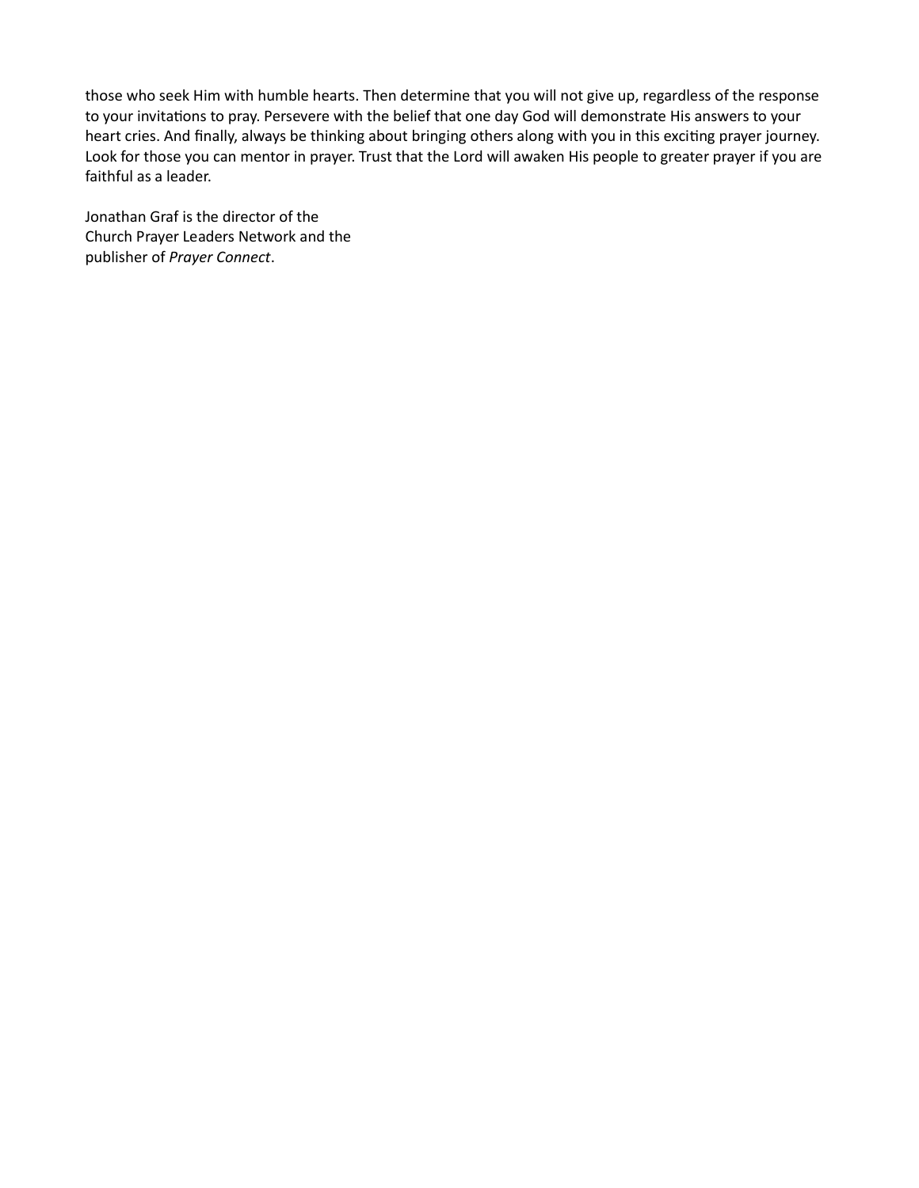those who seek Him with humble hearts. Then determine that you will not give up, regardless of the response to your invitations to pray. Persevere with the belief that one day God will demonstrate His answers to your heart cries. And finally, always be thinking about bringing others along with you in this exciting prayer journey. Look for those you can mentor in prayer. Trust that the Lord will awaken His people to greater prayer if you are faithful as a leader.

Jonathan Graf is the director of the Church Prayer Leaders Network and the publisher of *Prayer Connect*.